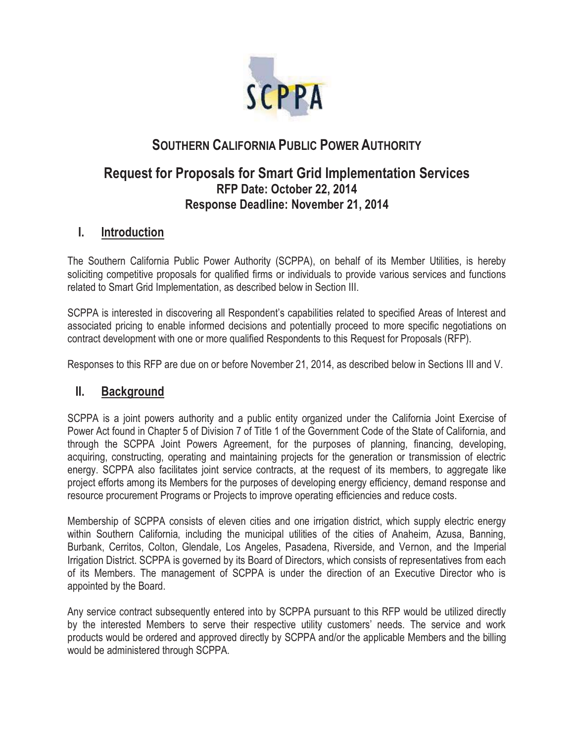# SOUTHERN CALIFORNIA PUBLIC POWER AUTHORITY

## Request for Proposals for Smart Grid Implementation Services

**RFP Date: October 22, 2014**

**Response Deadline: November 21, 2014**

## I. Introduction

The Southern California Public Power Authority (SCPPA), on behalf of its Member Utilities, is hereby soliciting competitive proposals for qualified firms or individuals to provide various services and functions related to Smart Grid Implementation, as described below in Section III.

SCPPA is interested in discovering all Respondent's capabilities related to specified Areas of Interest and associated pricing to enable informed decisions and potentially proceed to more specific negotiations on contract development with one or more qualified Respondents to this Request for Proposals (RFP).

Responses to this RFP are due on or before November 21, 2014, as described below in Sections III and V.

## II. Background

SCPPA is a joint powers authority and a public entity organized under the California Joint Exercise of Power Act found in Chapter 5 of Division 7 of Title 1 of the Government Code of the State of California, and through the SCPPA Joint Powers Agreement, for the purposes of planning, financing, developing, acquiring, constructing, operating and maintaining projects for the generation or transmission of electric energy. SCPPA also facilitates joint service contracts, at the request of its members, to aggregate like project efforts among its Members for the purposes of developing energy efficiency, demand response and resource procurement Programs or Projects to improve operating efficiencies and reduce costs.

Membership of SCPPA consists of eleven cities and one irrigation district, which supply electric energy within Southern California, including the municipal utilities of the cities of Anaheim, Azusa, Banning, Burbank, Cerritos, Colton, Glendale, Los Angeles, Pasadena, Riverside, and Vernon, and the Imperial Irrigation District. SCPPA is governed by its Board of Directors, which consists of representatives from each of its Members. The management of SCPPA is under the direction of an Executive Director who is appointed by the Board.

Any service contract subsequently entered into by SCPPA pursuant to this RFP would be utilized directly by the interested Members to serve their respective utility customers' needs. The service and work products would be ordered and approved directly by SCPPA and/or the applicable Members and the billing would be administered through SCPPA.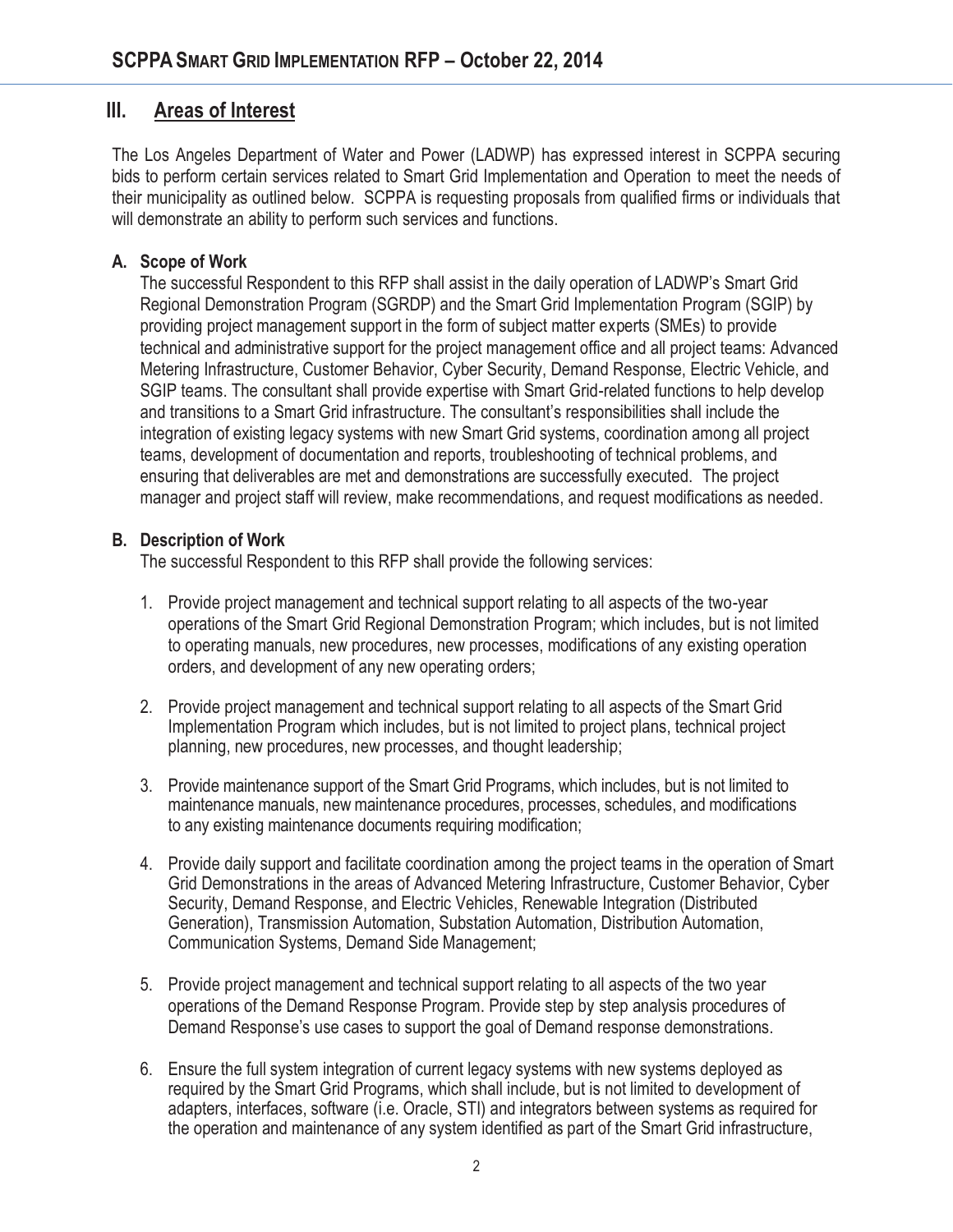## III. Areas of Interest

The Los Angeles Department of Water and Power (LADWP) has expressed interest in SCPPA securing bids to perform certain services related to Smart Grid Implementation and Operation to meet the needs of their municipality as outlined below. SCPPA is requesting proposals from qualified firms or individuals that will demonstrate an ability to perform such services and functions.

### A. Scope of Work

The successful Respondent to this RFP shall assist in the daily operation of LADWP's Smart Grid Regional Demonstration Program (SGRDP) and the Smart Grid Implementation Program (SGIP) by providing project management support in the form of subject matter experts (SMEs) to provide technical and administrative support for the project management office and all project teams: Advanced Metering Infrastructure, Customer Behavior, Cyber Security, Demand Response, Electric Vehicle, and SGIP teams. The consultant shall provide expertise with Smart Grid-related functions to help develop and transitions to a Smart Grid infrastructure. The consultant's responsibilities shall include the integration of existing legacy systems with new Smart Grid systems, coordination among all project teams, development of documentation and reports, troubleshooting of technical problems, and ensuring that deliverables are met and demonstrations are successfully executed. The project manager and project staff will review, make recommendations, and request modifications as needed.

### B. Description of Work

The successful Respondent to this RFP shall provide the following services:

1. Provide project management and technical support relating to all aspects of the two-year operations of the Smart Grid Regional Demonstration Program; which includes, but is not limited to operating manuals, new procedures, new processes, modifications of any existing operation orders, and development of any new operating orders;

2. Provide project management and technical support relating to all aspects of the Smart Grid Implementation Program which includes, but is not limited to project plans, technical project planning, new procedures, new processes, and thought leadership;

3. Provide maintenance support of the Smart Grid Programs, which includes, but is not limited to maintenance manuals, new maintenance procedures, processes, schedules, and modifications to any existing maintenance documents requiring modification;

4. Provide daily support and facilitate coordination among the project teams in the operation of Smart Grid Demonstrations in the areas of Advanced Metering Infrastructure, Customer Behavior, Cyber Security, Demand Response, and Electric Vehicles, Renewable Integration (Distributed Generation), Transmission Automation, Substation Automation, Distribution Automation, Communication Systems, Demand Side Management;

5. Provide project management and technical support relating to all aspects of the two year operations of the Demand Response Program. Provide step by step analysis procedures of Demand Response's use cases to support the goal of Demand response demonstrations.

6. Ensure the full system integration of current legacy systems with new systems deployed as required by the Smart Grid Programs, which shall include, but is not limited to development of adapters, interfaces, software (i.e. Oracle, STI) and integrators between systems as required for the operation and maintenance of any system identified as part of the Smart Grid infrastructure,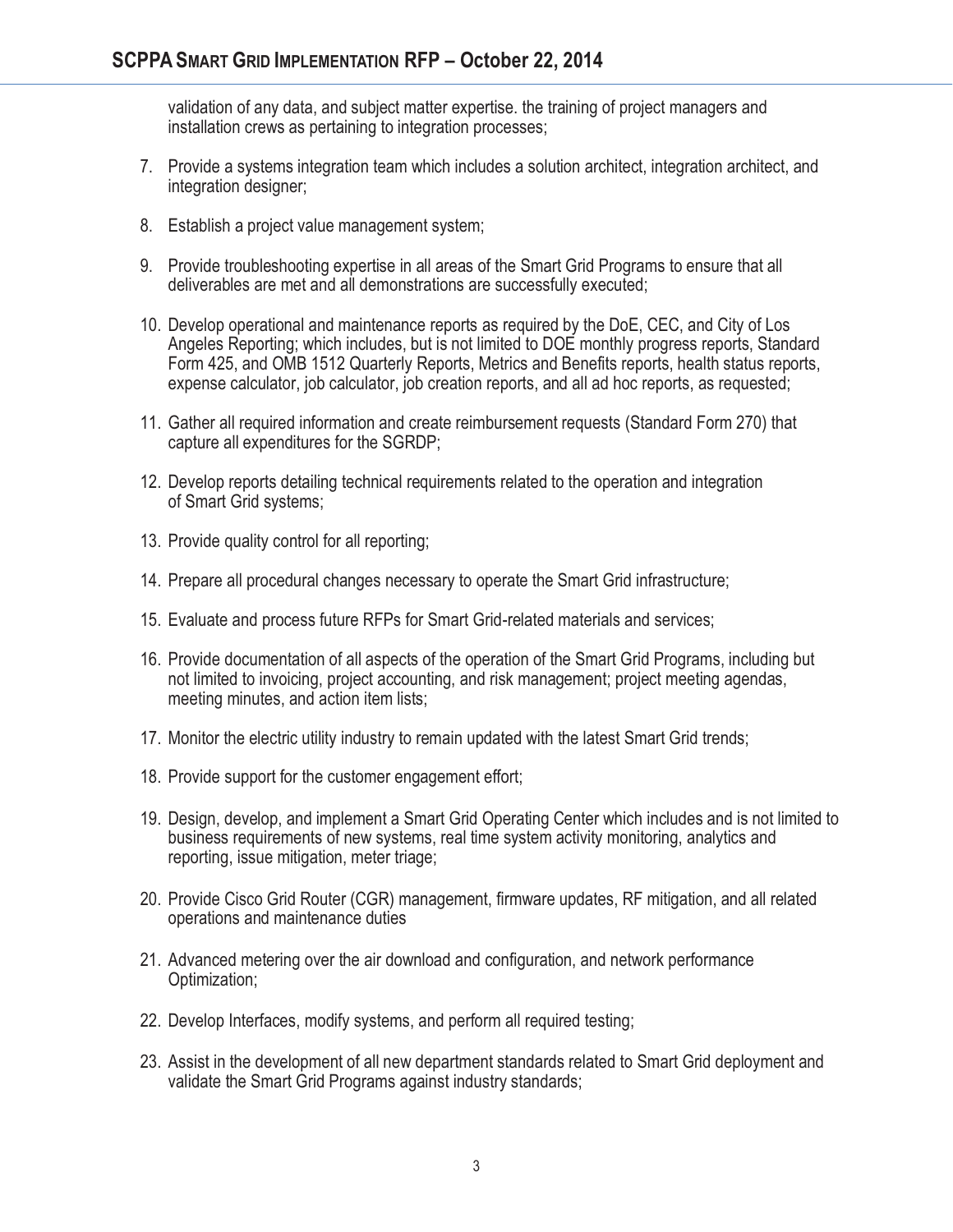validation of any data, and subject matter expertise. the training of project managers and installation crews as pertaining to integration processes;

7. Provide a systems integration team which includes a solution architect, integration architect, and integration designer;

8. Establish a project value management system;

9. Provide troubleshooting expertise in all areas of the Smart Grid Programs to ensure that all deliverables are met and all demonstrations are successfully executed;

10. Develop operational and maintenance reports as required by the DoE, CEC, and City of Los Angeles Reporting; which includes, but is not limited to DOE monthly progress reports, Standard Form 425, and OMB 1512 Quarterly Reports, Metrics and Benefits reports, health status reports, expense calculator, job calculator, job creation reports, and all ad hoc reports, as requested;

11. Gather all required information and create reimbursement requests (Standard Form 270) that capture all expenditures for the SGRDP;

12. Develop reports detailing technical requirements related to the operation and integration of Smart Grid systems;

13. Provide quality control for all reporting;

14. Prepare all procedural changes necessary to operate the Smart Grid infrastructure;

15. Evaluate and process future RFPs for Smart Grid-related materials and services;

16. Provide documentation of all aspects of the operation of the Smart Grid Programs, including but not limited to invoicing, project accounting, and risk management; project meeting agendas, meeting minutes, and action item lists;

17. Monitor the electric utility industry to remain updated with the latest Smart Grid trends;

18. Provide support for the customer engagement effort;

19. Design, develop, and implement a Smart Grid Operating Center which includes and is not limited to business requirements of new systems, real time system activity monitoring, analytics and reporting, issue mitigation, meter triage;

20. Provide Cisco Grid Router (CGR) management, firmware updates, RF mitigation, and all related operations and maintenance duties

21. Advanced metering over the air download and configuration, and network performance Optimization;

22. Develop Interfaces, modify systems, and perform all required testing;

23. Assist in the development of all new department standards related to Smart Grid deployment and validate the Smart Grid Programs against industry standards;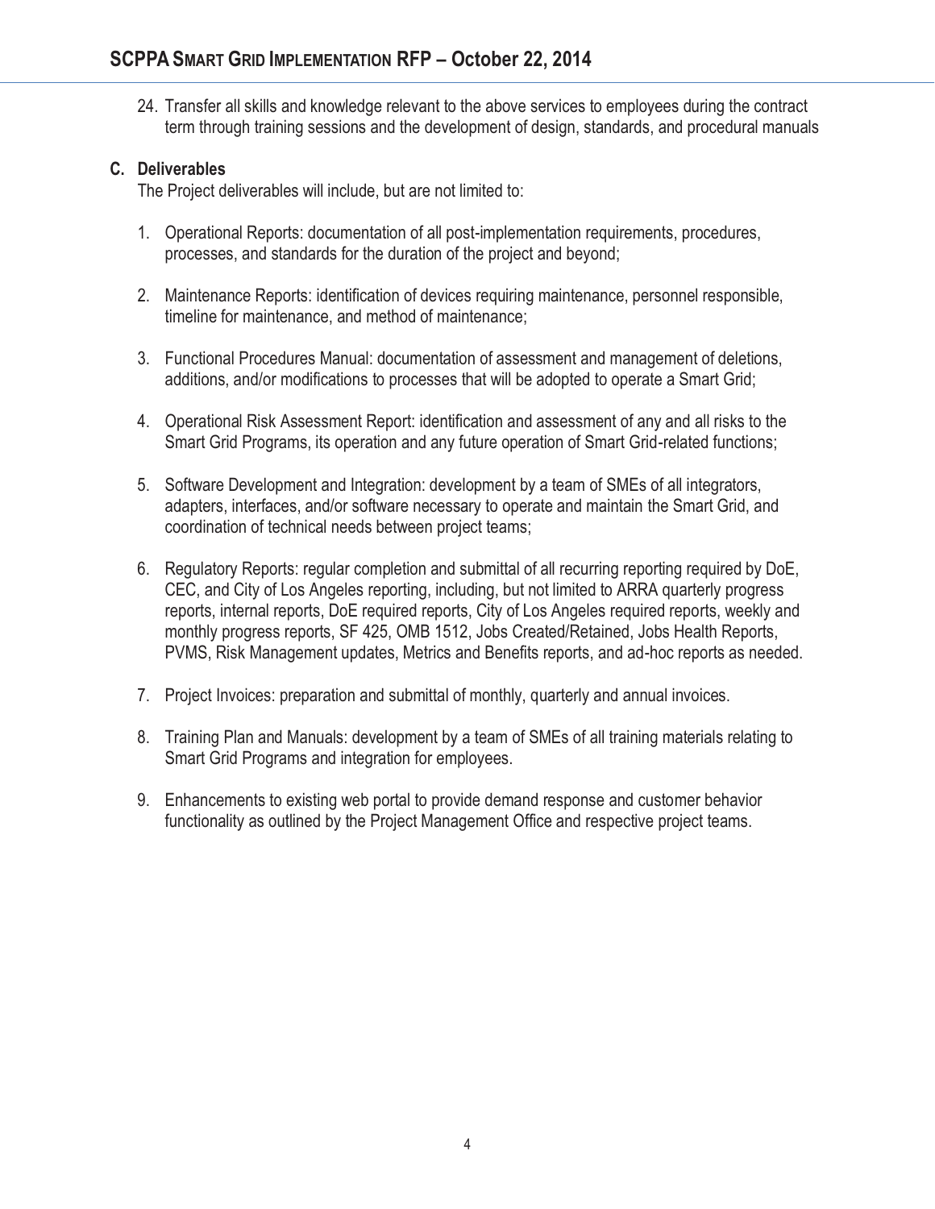24. Transfer all skills and knowledge relevant to the above services to employees during the contract term through training sessions and the development of design, standards, and procedural manuals

### C. Deliverables

The Project deliverables will include, but are not limited to:

1. Operational Reports: documentation of all post-implementation requirements, procedures, processes, and standards for the duration of the project and beyond;

2. Maintenance Reports: identification of devices requiring maintenance, personnel responsible, timeline for maintenance, and method of maintenance;

3. Functional Procedures Manual: documentation of assessment and management of deletions, additions, and/or modifications to processes that will be adopted to operate a Smart Grid;

4. Operational Risk Assessment Report: identification and assessment of any and all risks to the Smart Grid Programs, its operation and any future operation of Smart Grid-related functions;

5. Software Development and Integration: development by a team of SMEs of all integrators, adapters, interfaces, and/or software necessary to operate and maintain the Smart Grid, and coordination of technical needs between project teams;

6. Regulatory Reports: regular completion and submittal of all recurring reporting required by DoE, CEC, and City of Los Angeles reporting, including, but not limited to ARRA quarterly progress reports, internal reports, DoE required reports, City of Los Angeles required reports, weekly and monthly progress reports, SF 425, OMB 1512, Jobs Created/Retained, Jobs Health Reports, PVMS, Risk Management updates, Metrics and Benefits reports, and ad-hoc reports as needed.

7. Project Invoices: preparation and submittal of monthly, quarterly and annual invoices.

8. Training Plan and Manuals: development by a team of SMEs of all training materials relating to Smart Grid Programs and integration for employees.

9. Enhancements to existing web portal to provide demand response and customer behavior functionality as outlined by the Project Management Office and respective project teams.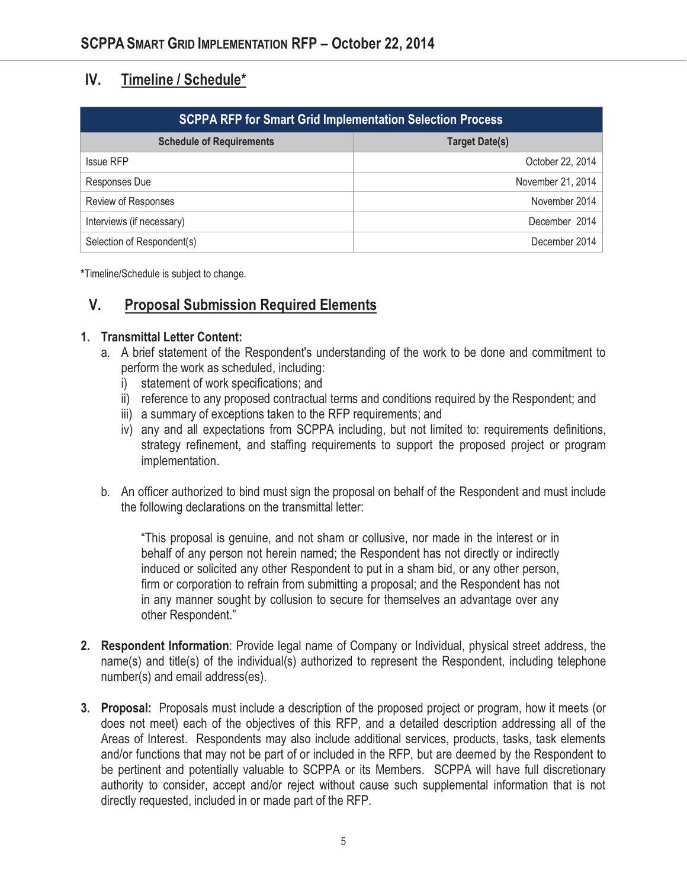## IV. Timeline / Schedule*

| SCPPA RFP for Smart Grid Implementation Selection Process | |
|---|---|
| **Schedule of Requirements** | **Target Date(s)** |
| Issue RFP | October 22, 2014 |
| Responses Due | November 21, 2014 |
| Review of Responses | November 2014 |
| Interviews (if necessary) | December 2014 |
| Selection of Respondent(s) | December 2014 |

*Timeline/Schedule is subject to change.

## V. Proposal Submission Required Elements

1. **Transmittal Letter Content:**
   a. A brief statement of the Respondent's understanding of the work to be done and commitment to perform the work as scheduled, including:
      i) statement of work specifications; and
      ii) reference to any proposed contractual terms and conditions required by the Respondent; and
      iii) a summary of exceptions taken to the RFP requirements; and
      iv) any and all expectations from SCPPA including, but not limited to: requirements definitions, strategy refinement, and staffing requirements to support the proposed project or program implementation.

   b. An officer authorized to bind must sign the proposal on behalf of the Respondent and must include the following declarations on the transmittal letter:

      "This proposal is genuine, and not sham or collusive, nor made in the interest or in behalf of any person not herein named; the Respondent has not directly or indirectly induced or solicited any other Respondent to put in a sham bid, or any other person, firm or corporation to refrain from submitting a proposal; and the Respondent has not in any manner sought by collusion to secure for themselves an advantage over any other Respondent."

2. **Respondent Information**: Provide legal name of Company or Individual, physical street address, the name(s) and title(s) of the individual(s) authorized to represent the Respondent, including telephone number(s) and email address(es).

3. **Proposal:** Proposals must include a description of the proposed project or program, how it meets (or does not meet) each of the objectives of this RFP, and a detailed description addressing all of the Areas of Interest. Respondents may also include additional services, products, tasks, task elements and/or functions that may not be part of or included in the RFP, but are deemed by the Respondent to be pertinent and potentially valuable to SCPPA or its Members. SCPPA will have full discretionary authority to consider, accept and/or reject without cause such supplemental information that is not directly requested, included in or made part of the RFP.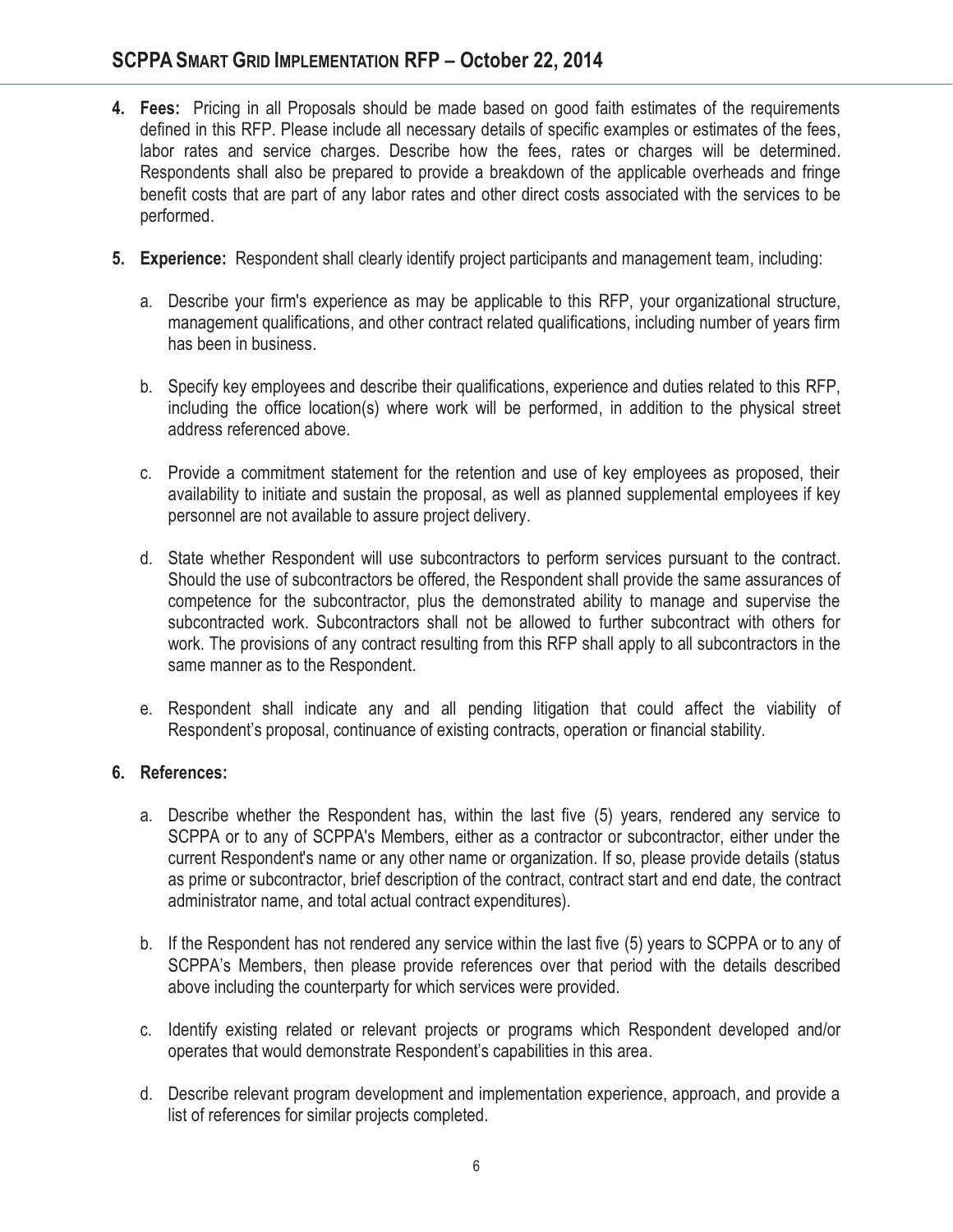4. **Fees:** Pricing in all Proposals should be made based on good faith estimates of the requirements defined in this RFP. Please include all necessary details of specific examples or estimates of the fees, labor rates and service charges. Describe how the fees, rates or charges will be determined. Respondents shall also be prepared to provide a breakdown of the applicable overheads and fringe benefit costs that are part of any labor rates and other direct costs associated with the services to be performed.

5. **Experience:** Respondent shall clearly identify project participants and management team, including:

   a. Describe your firm's experience as may be applicable to this RFP, your organizational structure, management qualifications, and other contract related qualifications, including number of years firm has been in business.

   b. Specify key employees and describe their qualifications, experience and duties related to this RFP, including the office location(s) where work will be performed, in addition to the physical street address referenced above.

   c. Provide a commitment statement for the retention and use of key employees as proposed, their availability to initiate and sustain the proposal, as well as planned supplemental employees if key personnel are not available to assure project delivery.

   d. State whether Respondent will use subcontractors to perform services pursuant to the contract. Should the use of subcontractors be offered, the Respondent shall provide the same assurances of competence for the subcontractor, plus the demonstrated ability to manage and supervise the subcontracted work. Subcontractors shall not be allowed to further subcontract with others for work. The provisions of any contract resulting from this RFP shall apply to all subcontractors in the same manner as to the Respondent.

   e. Respondent shall indicate any and all pending litigation that could affect the viability of Respondent's proposal, continuance of existing contracts, operation or financial stability.

6. **References:**

   a. Describe whether the Respondent has, within the last five (5) years, rendered any service to SCPPA or to any of SCPPA's Members, either as a contractor or subcontractor, either under the current Respondent's name or any other name or organization. If so, please provide details (status as prime or subcontractor, brief description of the contract, contract start and end date, the contract administrator name, and total actual contract expenditures).

   b. If the Respondent has not rendered any service within the last five (5) years to SCPPA or to any of SCPPA's Members, then please provide references over that period with the details described above including the counterparty for which services were provided.

   c. Identify existing related or relevant projects or programs which Respondent developed and/or operates that would demonstrate Respondent's capabilities in this area.

   d. Describe relevant program development and implementation experience, approach, and provide a list of references for similar projects completed.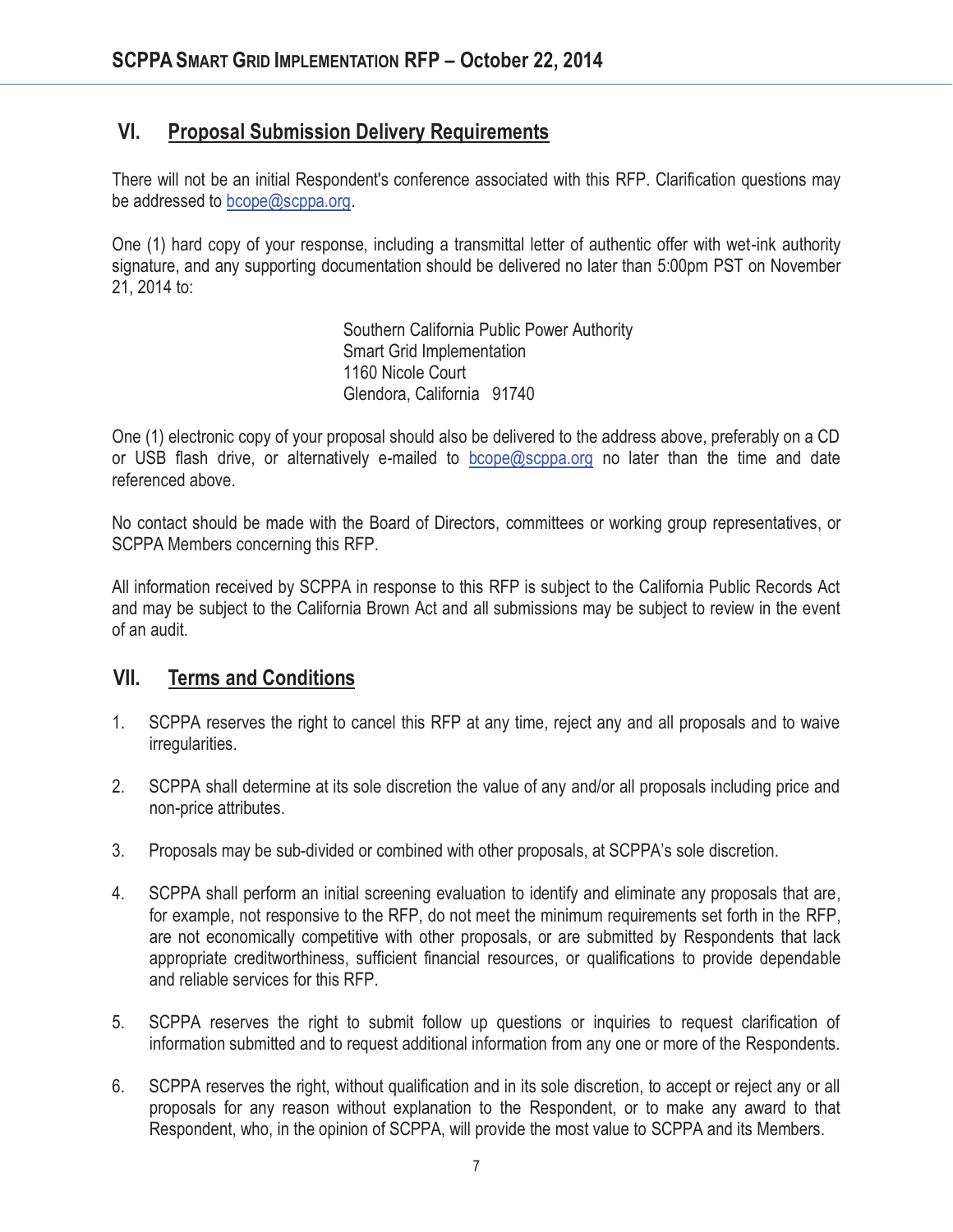## VI. Proposal Submission Delivery Requirements

There will not be an initial Respondent's conference associated with this RFP. Clarification questions may be addressed to bcope@scppa.org.

One (1) hard copy of your response, including a transmittal letter of authentic offer with wet-ink authority signature, and any supporting documentation should be delivered no later than 5:00pm PST on November 21, 2014 to:

> Southern California Public Power Authority
> Smart Grid Implementation
> 1160 Nicole Court
> Glendora, California 91740

One (1) electronic copy of your proposal should also be delivered to the address above, preferably on a CD or USB flash drive, or alternatively e-mailed to bcope@scppa.org no later than the time and date referenced above.

No contact should be made with the Board of Directors, committees or working group representatives, or SCPPA Members concerning this RFP.

All information received by SCPPA in response to this RFP is subject to the California Public Records Act and may be subject to the California Brown Act and all submissions may be subject to review in the event of an audit.

## VII. Terms and Conditions

1. SCPPA reserves the right to cancel this RFP at any time, reject any and all proposals and to waive irregularities.

2. SCPPA shall determine at its sole discretion the value of any and/or all proposals including price and non-price attributes.

3. Proposals may be sub-divided or combined with other proposals, at SCPPA's sole discretion.

4. SCPPA shall perform an initial screening evaluation to identify and eliminate any proposals that are, for example, not responsive to the RFP, do not meet the minimum requirements set forth in the RFP, are not economically competitive with other proposals, or are submitted by Respondents that lack appropriate creditworthiness, sufficient financial resources, or qualifications to provide dependable and reliable services for this RFP.

5. SCPPA reserves the right to submit follow up questions or inquiries to request clarification of information submitted and to request additional information from any one or more of the Respondents.

6. SCPPA reserves the right, without qualification and in its sole discretion, to accept or reject any or all proposals for any reason without explanation to the Respondent, or to make any award to that Respondent, who, in the opinion of SCPPA, will provide the most value to SCPPA and its Members.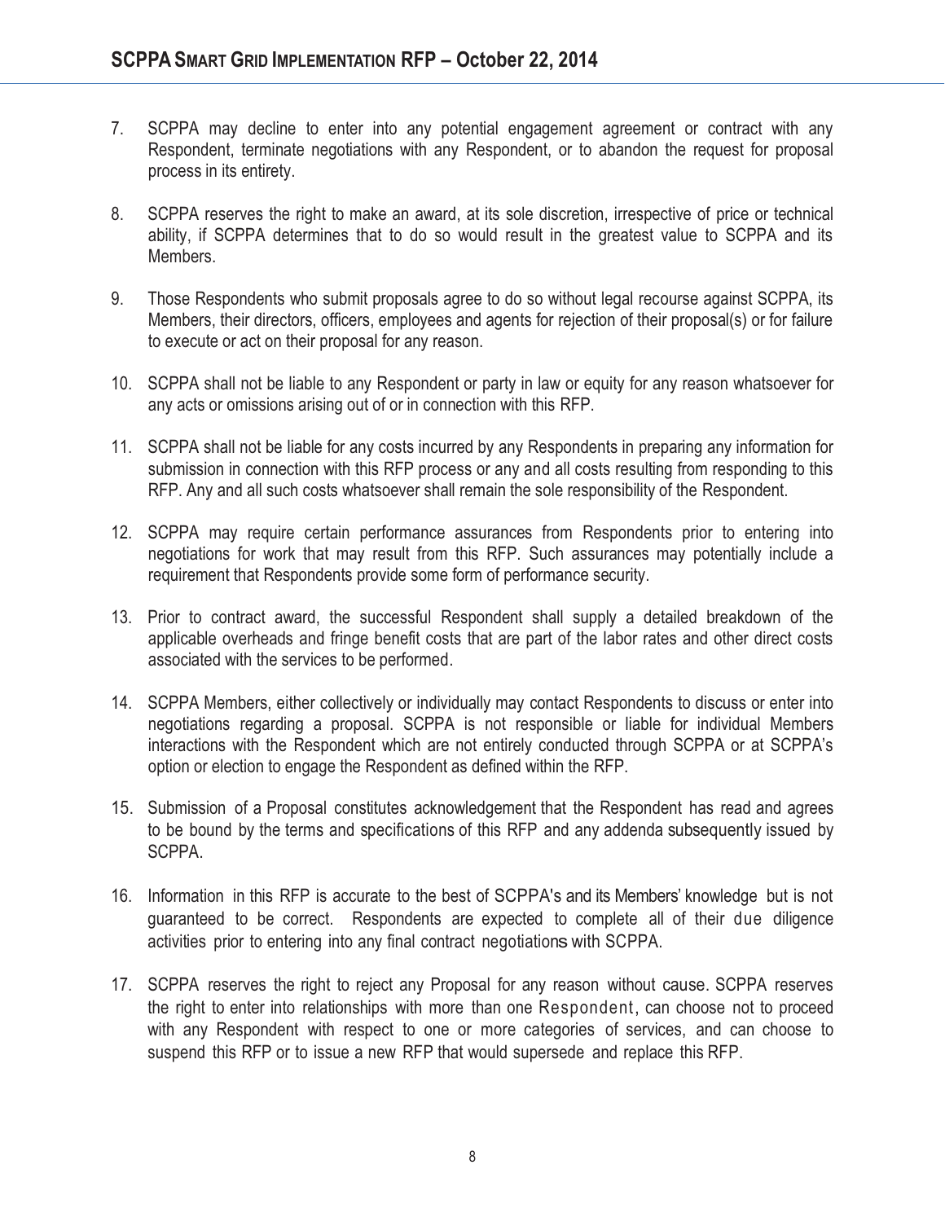7. SCPPA may decline to enter into any potential engagement agreement or contract with any Respondent, terminate negotiations with any Respondent, or to abandon the request for proposal process in its entirety.

8. SCPPA reserves the right to make an award, at its sole discretion, irrespective of price or technical ability, if SCPPA determines that to do so would result in the greatest value to SCPPA and its Members.

9. Those Respondents who submit proposals agree to do so without legal recourse against SCPPA, its Members, their directors, officers, employees and agents for rejection of their proposal(s) or for failure to execute or act on their proposal for any reason.

10. SCPPA shall not be liable to any Respondent or party in law or equity for any reason whatsoever for any acts or omissions arising out of or in connection with this RFP.

11. SCPPA shall not be liable for any costs incurred by any Respondents in preparing any information for submission in connection with this RFP process or any and all costs resulting from responding to this RFP. Any and all such costs whatsoever shall remain the sole responsibility of the Respondent.

12. SCPPA may require certain performance assurances from Respondents prior to entering into negotiations for work that may result from this RFP. Such assurances may potentially include a requirement that Respondents provide some form of performance security.

13. Prior to contract award, the successful Respondent shall supply a detailed breakdown of the applicable overheads and fringe benefit costs that are part of the labor rates and other direct costs associated with the services to be performed.

14. SCPPA Members, either collectively or individually may contact Respondents to discuss or enter into negotiations regarding a proposal. SCPPA is not responsible or liable for individual Members interactions with the Respondent which are not entirely conducted through SCPPA or at SCPPA's option or election to engage the Respondent as defined within the RFP.

15. Submission of a Proposal constitutes acknowledgement that the Respondent has read and agrees to be bound by the terms and specifications of this RFP and any addenda subsequently issued by SCPPA.

16. Information in this RFP is accurate to the best of SCPPA's and its Members' knowledge but is not guaranteed to be correct. Respondents are expected to complete all of their due diligence activities prior to entering into any final contract negotiations with SCPPA.

17. SCPPA reserves the right to reject any Proposal for any reason without cause. SCPPA reserves the right to enter into relationships with more than one Respondent, can choose not to proceed with any Respondent with respect to one or more categories of services, and can choose to suspend this RFP or to issue a new RFP that would supersede and replace this RFP.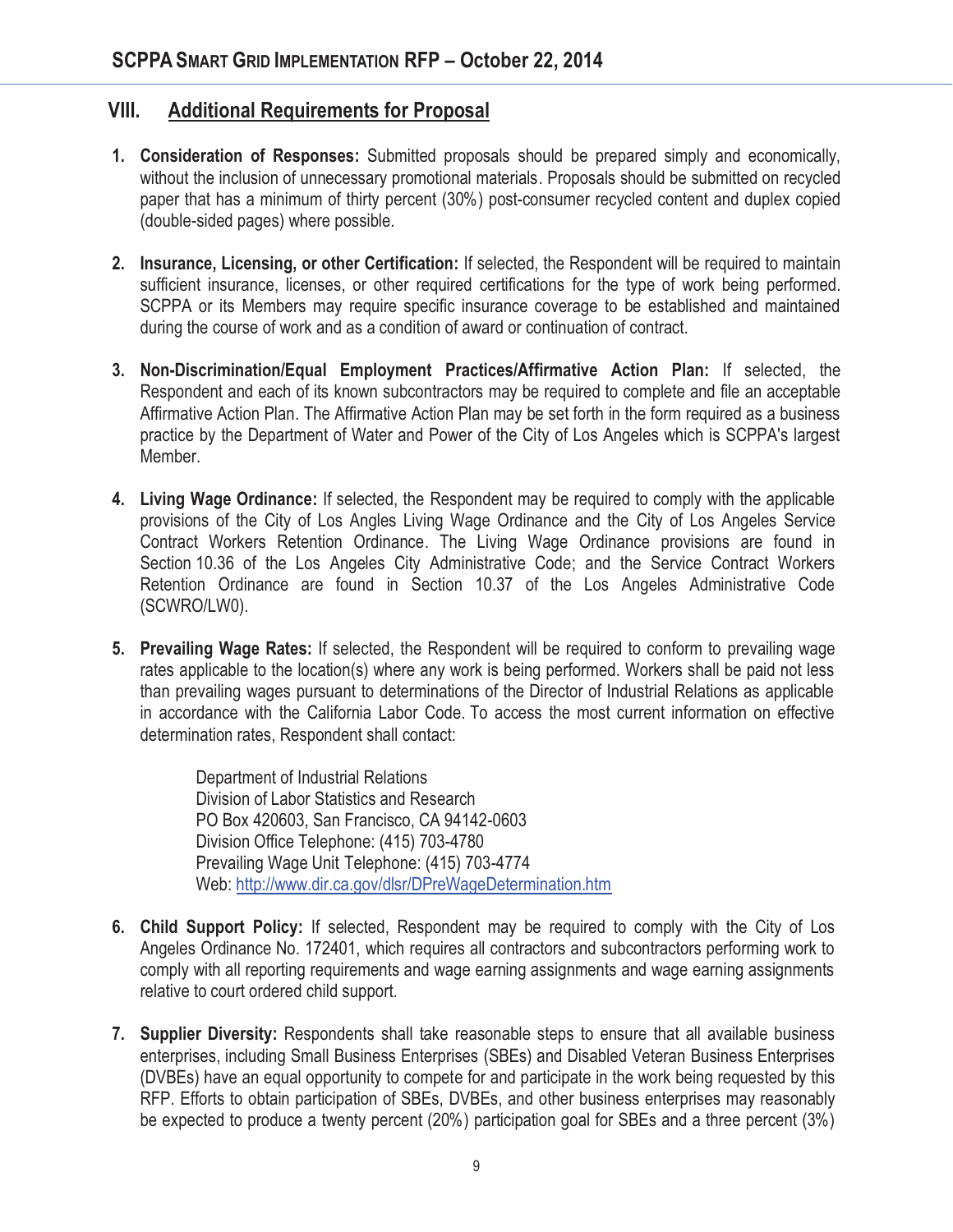## VIII. Additional Requirements for Proposal

1. **Consideration of Responses:** Submitted proposals should be prepared simply and economically, without the inclusion of unnecessary promotional materials. Proposals should be submitted on recycled paper that has a minimum of thirty percent (30%) post-consumer recycled content and duplex copied (double-sided pages) where possible.

2. **Insurance, Licensing, or other Certification:** If selected, the Respondent will be required to maintain sufficient insurance, licenses, or other required certifications for the type of work being performed. SCPPA or its Members may require specific insurance coverage to be established and maintained during the course of work and as a condition of award or continuation of contract.

3. **Non-Discrimination/Equal Employment Practices/Affirmative Action Plan:** If selected, the Respondent and each of its known subcontractors may be required to complete and file an acceptable Affirmative Action Plan. The Affirmative Action Plan may be set forth in the form required as a business practice by the Department of Water and Power of the City of Los Angeles which is SCPPA's largest Member.

4. **Living Wage Ordinance:** If selected, the Respondent may be required to comply with the applicable provisions of the City of Los Angles Living Wage Ordinance and the City of Los Angeles Service Contract Workers Retention Ordinance. The Living Wage Ordinance provisions are found in Section 10.36 of the Los Angeles City Administrative Code; and the Service Contract Workers Retention Ordinance are found in Section 10.37 of the Los Angeles Administrative Code (SCWRO/LW0).

5. **Prevailing Wage Rates:** If selected, the Respondent will be required to conform to prevailing wage rates applicable to the location(s) where any work is being performed. Workers shall be paid not less than prevailing wages pursuant to determinations of the Director of Industrial Relations as applicable in accordance with the California Labor Code. To access the most current information on effective determination rates, Respondent shall contact:

   Department of Industrial Relations
   Division of Labor Statistics and Research
   PO Box 420603, San Francisco, CA 94142-0603
   Division Office Telephone: (415) 703-4780
   Prevailing Wage Unit Telephone: (415) 703-4774
   Web: http://www.dir.ca.gov/dlsr/DPreWageDetermination.htm

6. **Child Support Policy:** If selected, Respondent may be required to comply with the City of Los Angeles Ordinance No. 172401, which requires all contractors and subcontractors performing work to comply with all reporting requirements and wage earning assignments and wage earning assignments relative to court ordered child support.

7. **Supplier Diversity:** Respondents shall take reasonable steps to ensure that all available business enterprises, including Small Business Enterprises (SBEs) and Disabled Veteran Business Enterprises (DVBEs) have an equal opportunity to compete for and participate in the work being requested by this RFP. Efforts to obtain participation of SBEs, DVBEs, and other business enterprises may reasonably be expected to produce a twenty percent (20%) participation goal for SBEs and a three percent (3%)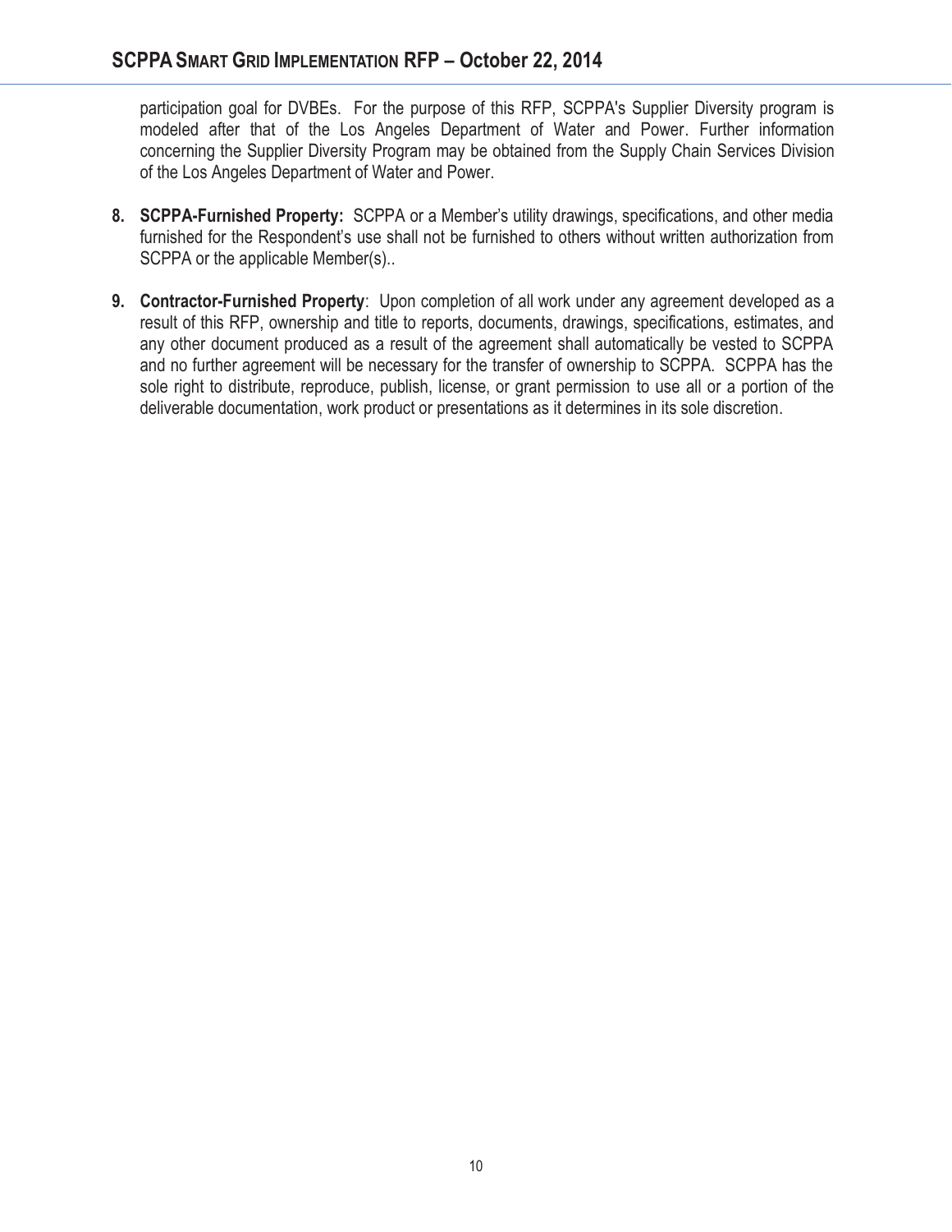participation goal for DVBEs. For the purpose of this RFP, SCPPA's Supplier Diversity program is modeled after that of the Los Angeles Department of Water and Power. Further information concerning the Supplier Diversity Program may be obtained from the Supply Chain Services Division of the Los Angeles Department of Water and Power.

8. **SCPPA-Furnished Property:** SCPPA or a Member's utility drawings, specifications, and other media furnished for the Respondent's use shall not be furnished to others without written authorization from SCPPA or the applicable Member(s)..

9. **Contractor-Furnished Property**: Upon completion of all work under any agreement developed as a result of this RFP, ownership and title to reports, documents, drawings, specifications, estimates, and any other document produced as a result of the agreement shall automatically be vested to SCPPA and no further agreement will be necessary for the transfer of ownership to SCPPA. SCPPA has the sole right to distribute, reproduce, publish, license, or grant permission to use all or a portion of the deliverable documentation, work product or presentations as it determines in its sole discretion.